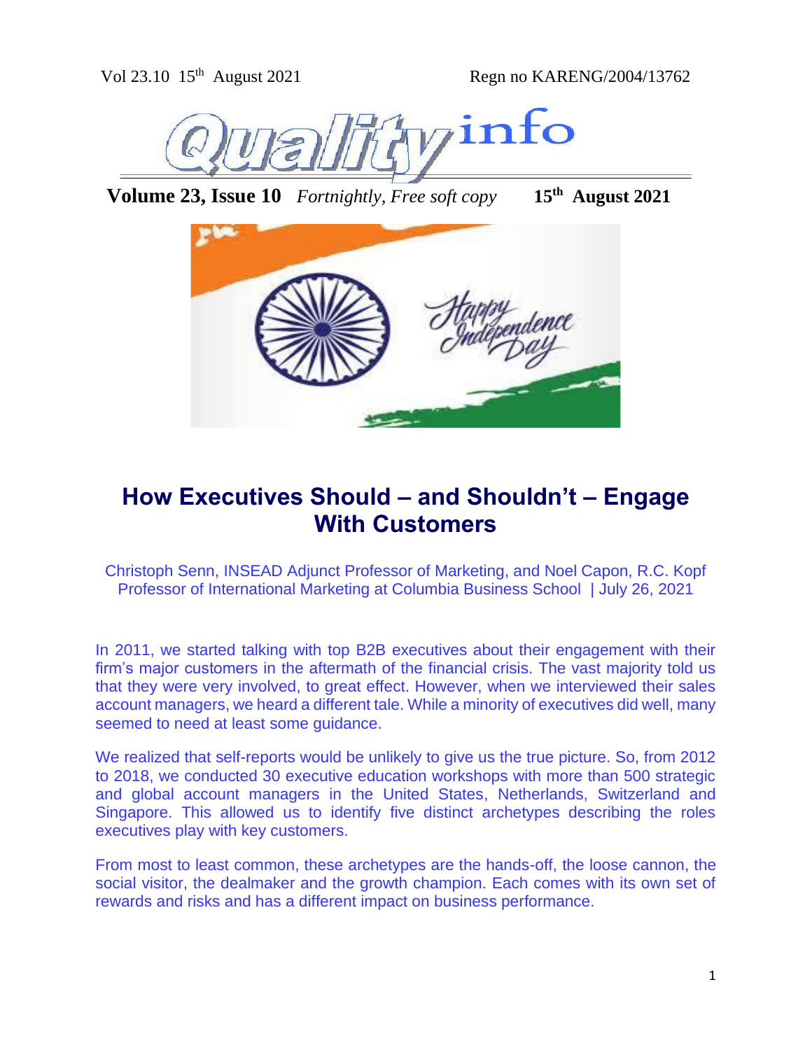Vol 23.10 15th August 2021 Regn no KARENG/2004/13762

# Quality info

**Volume 23, Issue 10** *Fortnightly, Free soft copy* **15th August 2021**

## How Executives Should – and Shouldn't – Engage With Customers

Christoph Senn, INSEAD Adjunct Professor of Marketing, and Noel Capon, R.C. Kopf Professor of International Marketing at Columbia Business School | July 26, 2021

In 2011, we started talking with top B2B executives about their engagement with their firm's major customers in the aftermath of the financial crisis. The vast majority told us that they were very involved, to great effect. However, when we interviewed their sales account managers, we heard a different tale. While a minority of executives did well, many seemed to need at least some guidance.

We realized that self-reports would be unlikely to give us the true picture. So, from 2012 to 2018, we conducted 30 executive education workshops with more than 500 strategic and global account managers in the United States, Netherlands, Switzerland and Singapore. This allowed us to identify five distinct archetypes describing the roles executives play with key customers.

From most to least common, these archetypes are the hands-off, the loose cannon, the social visitor, the dealmaker and the growth champion. Each comes with its own set of rewards and risks and has a different impact on business performance.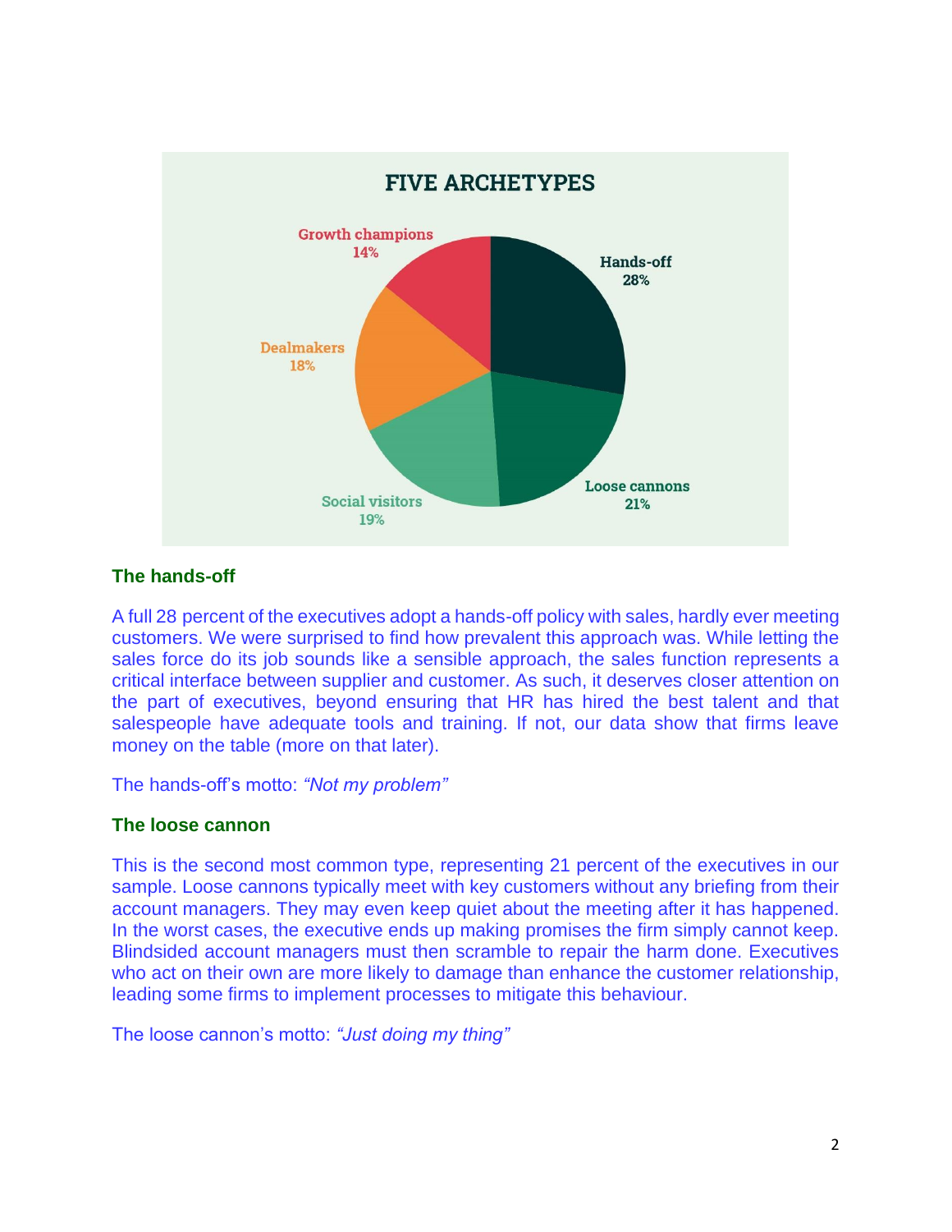**FIVE ARCHETYPES**

| Archetype | Share |
| --- | --- |
| Hands-off | 28% |
| Loose cannons | 21% |
| Social visitors | 19% |
| Dealmakers | 18% |
| Growth champions | 14% |

### The hands-off

A full 28 percent of the executives adopt a hands-off policy with sales, hardly ever meeting customers. We were surprised to find how prevalent this approach was. While letting the sales force do its job sounds like a sensible approach, the sales function represents a critical interface between supplier and customer. As such, it deserves closer attention on the part of executives, beyond ensuring that HR has hired the best talent and that salespeople have adequate tools and training. If not, our data show that firms leave money on the table (more on that later).

The hands-off's motto: *"Not my problem"*

### The loose cannon

This is the second most common type, representing 21 percent of the executives in our sample. Loose cannons typically meet with key customers without any briefing from their account managers. They may even keep quiet about the meeting after it has happened. In the worst cases, the executive ends up making promises the firm simply cannot keep. Blindsided account managers must then scramble to repair the harm done. Executives who act on their own are more likely to damage than enhance the customer relationship, leading some firms to implement processes to mitigate this behaviour.

The loose cannon's motto: *"Just doing my thing"*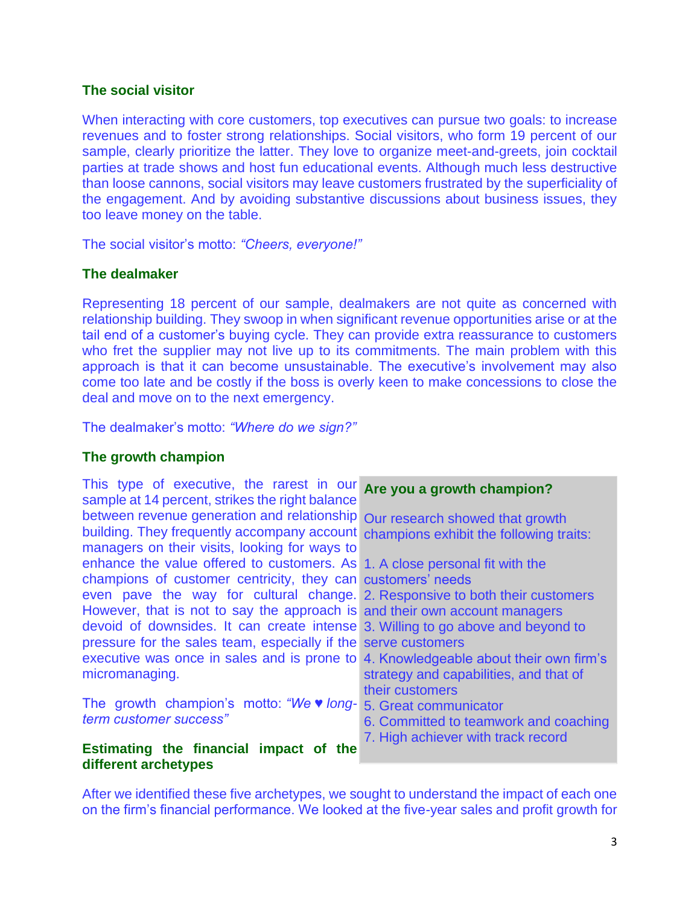### The social visitor

When interacting with core customers, top executives can pursue two goals: to increase revenues and to foster strong relationships. Social visitors, who form 19 percent of our sample, clearly prioritize the latter. They love to organize meet-and-greets, join cocktail parties at trade shows and host fun educational events. Although much less destructive than loose cannons, social visitors may leave customers frustrated by the superficiality of the engagement. And by avoiding substantive discussions about business issues, they too leave money on the table.

The social visitor's motto: *"Cheers, everyone!"*

### The dealmaker

Representing 18 percent of our sample, dealmakers are not quite as concerned with relationship building. They swoop in when significant revenue opportunities arise or at the tail end of a customer's buying cycle. They can provide extra reassurance to customers who fret the supplier may not live up to its commitments. The main problem with this approach is that it can become unsustainable. The executive's involvement may also come too late and be costly if the boss is overly keen to make concessions to close the deal and move on to the next emergency.

The dealmaker's motto: *"Where do we sign?"*

### The growth champion

This type of executive, the rarest in our sample at 14 percent, strikes the right balance between revenue generation and relationship building. They frequently accompany account managers on their visits, looking for ways to enhance the value offered to customers. As champions of customer centricity, they can even pave the way for cultural change. However, that is not to say the approach is devoid of downsides. It can create intense pressure for the sales team, especially if the executive was once in sales and is prone to micromanaging.

The growth champion's motto: *"We ♥ long-term customer success"*

> **Are you a growth champion?**
>
> Our research showed that growth champions exhibit the following traits:
>
> 1. A close personal fit with the customers' needs
> 2. Responsive to both their customers and their own account managers
> 3. Willing to go above and beyond to serve customers
> 4. Knowledgeable about their own firm's strategy and capabilities, and that of their customers
> 5. Great communicator
> 6. Committed to teamwork and coaching
> 7. High achiever with track record

### Estimating the financial impact of the different archetypes

After we identified these five archetypes, we sought to understand the impact of each one on the firm's financial performance. We looked at the five-year sales and profit growth for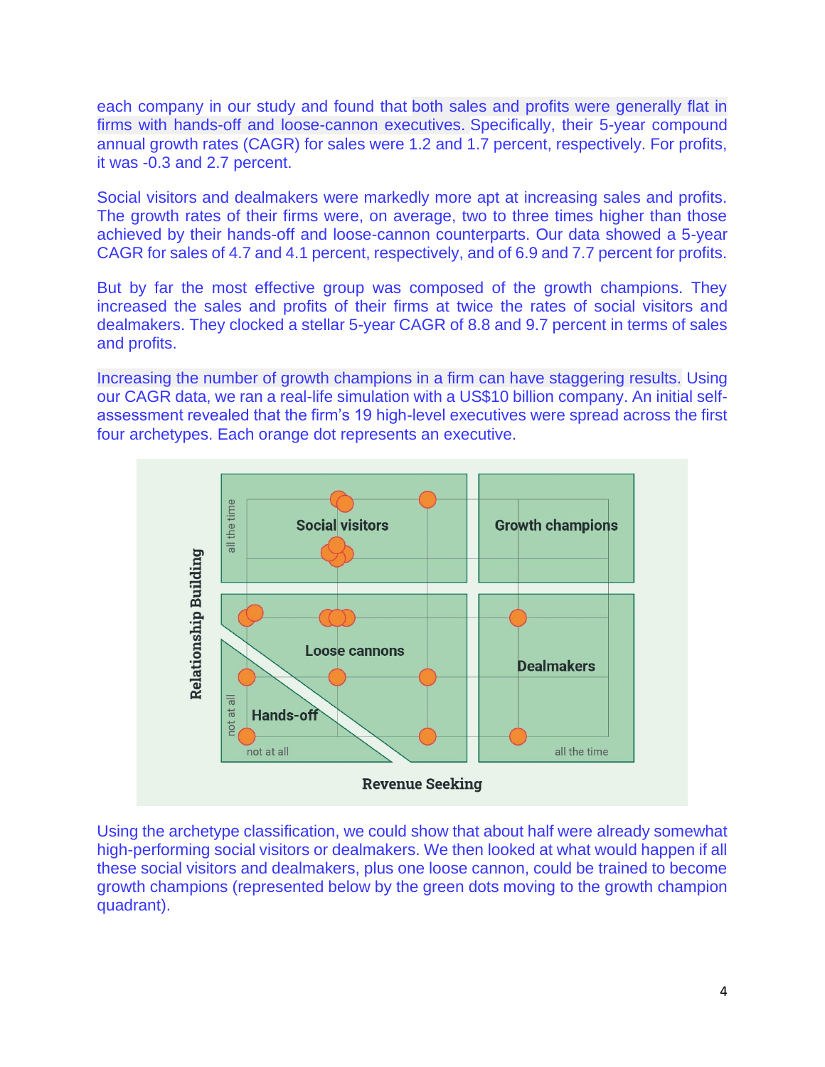each company in our study and found that both sales and profits were generally flat in firms with hands-off and loose-cannon executives. Specifically, their 5-year compound annual growth rates (CAGR) for sales were 1.2 and 1.7 percent, respectively. For profits, it was -0.3 and 2.7 percent.

Social visitors and dealmakers were markedly more apt at increasing sales and profits. The growth rates of their firms were, on average, two to three times higher than those achieved by their hands-off and loose-cannon counterparts. Our data showed a 5-year CAGR for sales of 4.7 and 4.1 percent, respectively, and of 6.9 and 7.7 percent for profits.

But by far the most effective group was composed of the growth champions. They increased the sales and profits of their firms at twice the rates of social visitors and dealmakers. They clocked a stellar 5-year CAGR of 8.8 and 9.7 percent in terms of sales and profits.

Increasing the number of growth champions in a firm can have staggering results. Using our CAGR data, we ran a real-life simulation with a US$10 billion company. An initial self-assessment revealed that the firm's 19 high-level executives were spread across the first four archetypes. Each orange dot represents an executive.

Using the archetype classification, we could show that about half were already somewhat high-performing social visitors or dealmakers. We then looked at what would happen if all these social visitors and dealmakers, plus one loose cannon, could be trained to become growth champions (represented below by the green dots moving to the growth champion quadrant).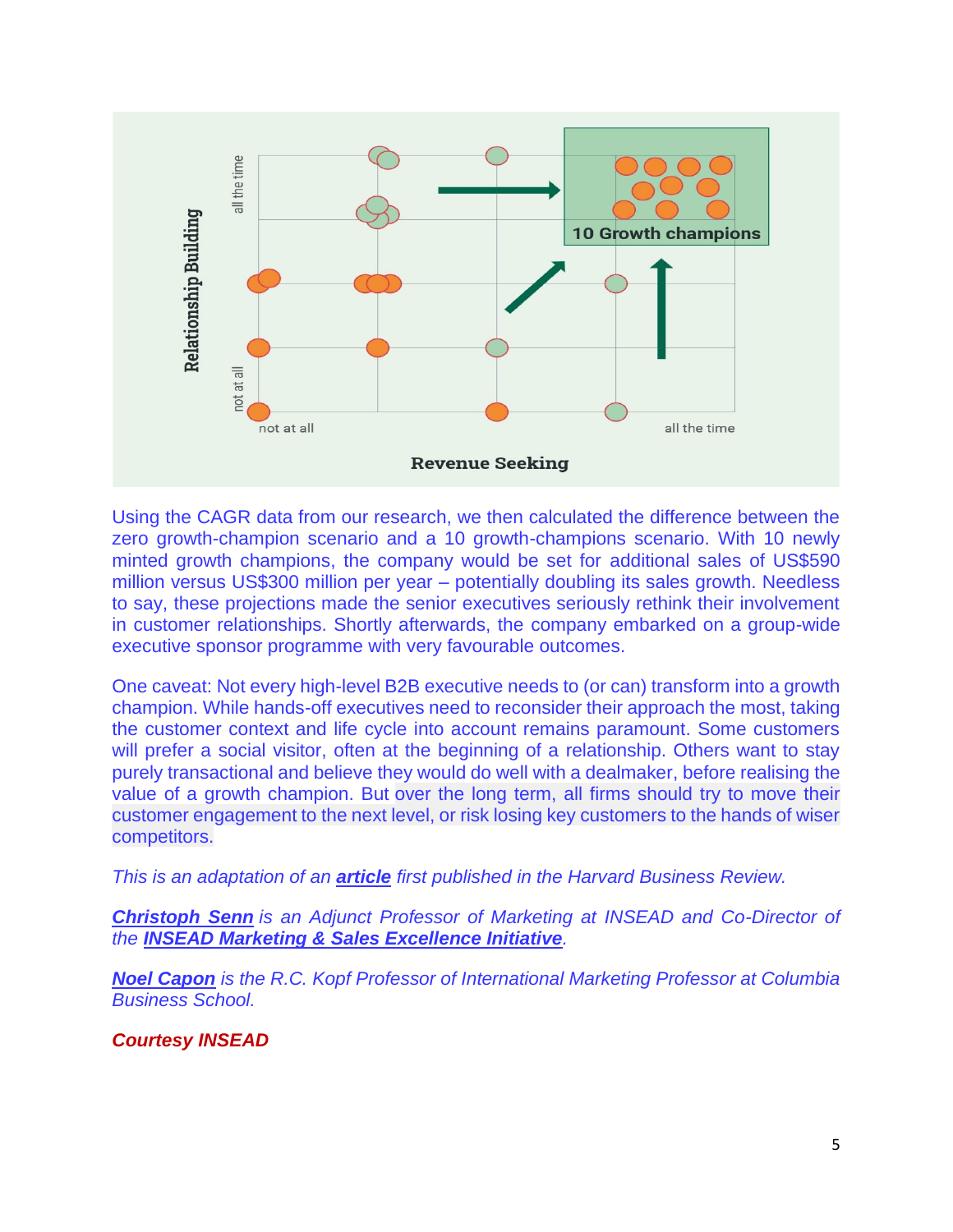Using the CAGR data from our research, we then calculated the difference between the zero growth-champion scenario and a 10 growth-champions scenario. With 10 newly minted growth champions, the company would be set for additional sales of US$590 million versus US$300 million per year – potentially doubling its sales growth. Needless to say, these projections made the senior executives seriously rethink their involvement in customer relationships. Shortly afterwards, the company embarked on a group-wide executive sponsor programme with very favourable outcomes.

One caveat: Not every high-level B2B executive needs to (or can) transform into a growth champion. While hands-off executives need to reconsider their approach the most, taking the customer context and life cycle into account remains paramount. Some customers will prefer a social visitor, often at the beginning of a relationship. Others want to stay purely transactional and believe they would do well with a dealmaker, before realising the value of a growth champion. But over the long term, all firms should try to move their customer engagement to the next level, or risk losing key customers to the hands of wiser competitors.

*This is an adaptation of an **article** first published in the Harvard Business Review.*

***Christoph Senn** is an Adjunct Professor of Marketing at INSEAD and Co-Director of the **INSEAD Marketing & Sales Excellence Initiative**.*

***Noel Capon** is the R.C. Kopf Professor of International Marketing Professor at Columbia Business School.*

***Courtesy INSEAD***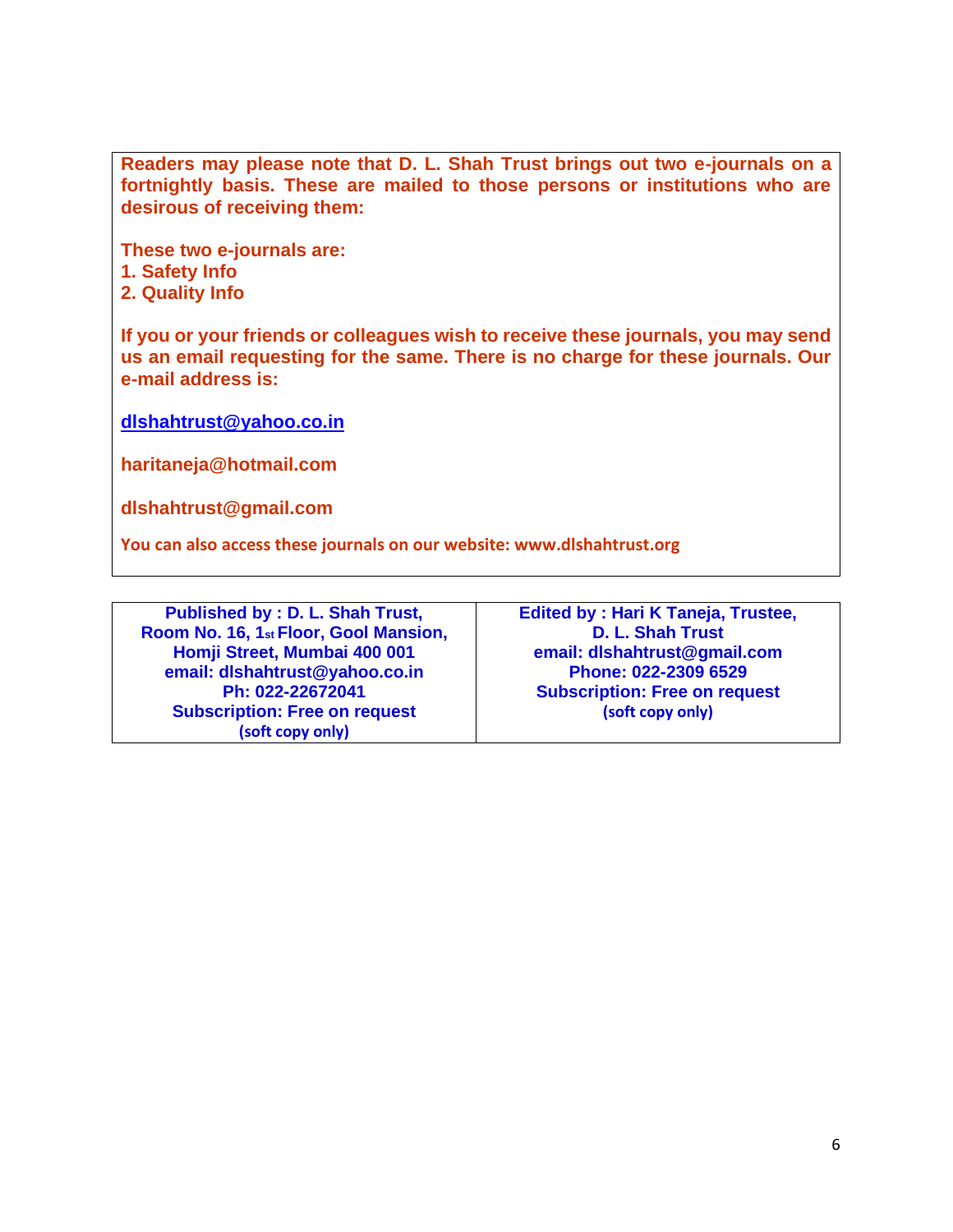**Readers may please note that D. L. Shah Trust brings out two e-journals on a fortnightly basis. These are mailed to those persons or institutions who are desirous of receiving them:**

**These two e-journals are:**
**1. Safety Info**
**2. Quality Info**

**If you or your friends or colleagues wish to receive these journals, you may send us an email requesting for the same. There is no charge for these journals. Our e-mail address is:**

**dlshahtrust@yahoo.co.in**

**haritaneja@hotmail.com**

**dlshahtrust@gmail.com**

**You can also access these journals on our website: www.dlshahtrust.org**

| | |
|---|---|
| **Published by : D. L. Shah Trust, Room No. 16, 1st Floor, Gool Mansion, Homji Street, Mumbai 400 001** <br> **email: dlshahtrust@yahoo.co.in** <br> **Ph: 022-22672041** <br> **Subscription: Free on request** <br> **(soft copy only)** | **Edited by : Hari K Taneja, Trustee, D. L. Shah Trust** <br> **email: dlshahtrust@gmail.com** <br> **Phone: 022-2309 6529** <br> **Subscription: Free on request** <br> **(soft copy only)** |